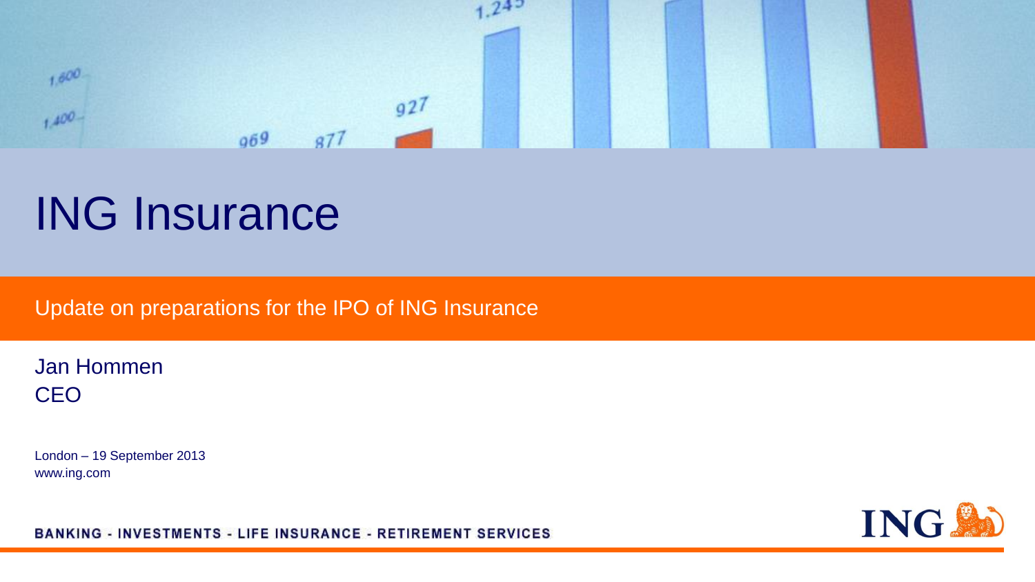# ING Insurance

## Update on preparations for the IPO of ING Insurance

Jan Hommen
CEO

London – 19 September 2013
www.ing.com

BANKING - INVESTMENTS - LIFE INSURANCE - RETIREMENT SERVICES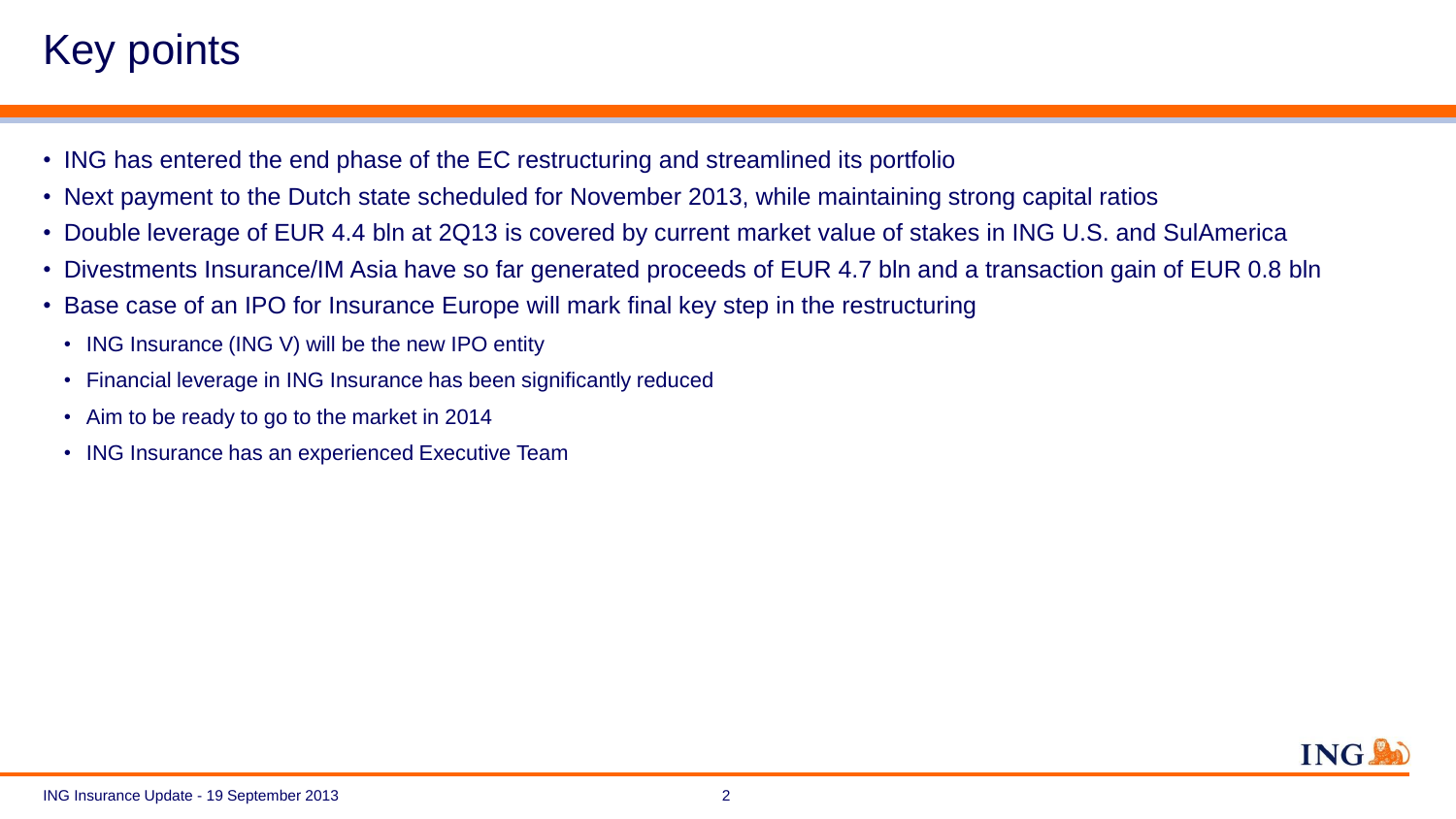# Key points

- ING has entered the end phase of the EC restructuring and streamlined its portfolio
- Next payment to the Dutch state scheduled for November 2013, while maintaining strong capital ratios
- Double leverage of EUR 4.4 bln at 2Q13 is covered by current market value of stakes in ING U.S. and SulAmerica
- Divestments Insurance/IM Asia have so far generated proceeds of EUR 4.7 bln and a transaction gain of EUR 0.8 bln
- Base case of an IPO for Insurance Europe will mark final key step in the restructuring
  - ING Insurance (ING V) will be the new IPO entity
  - Financial leverage in ING Insurance has been significantly reduced
  - Aim to be ready to go to the market in 2014
  - ING Insurance has an experienced Executive Team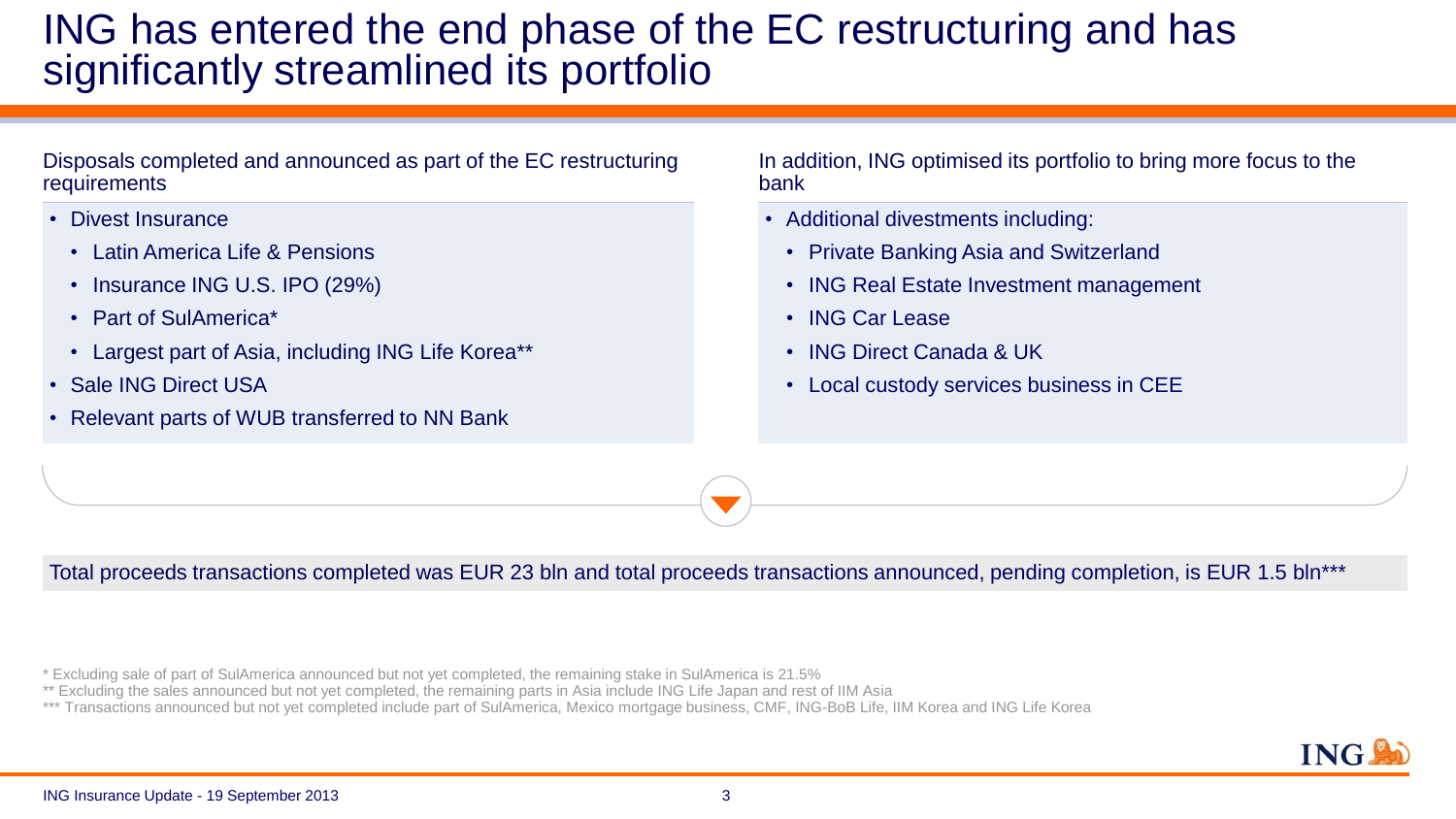# ING has entered the end phase of the EC restructuring and has significantly streamlined its portfolio

Disposals completed and announced as part of the EC restructuring requirements

- Divest Insurance
  - Latin America Life & Pensions
  - Insurance ING U.S. IPO (29%)
  - Part of SulAmerica*
  - Largest part of Asia, including ING Life Korea**
- Sale ING Direct USA
- Relevant parts of WUB transferred to NN Bank

In addition, ING optimised its portfolio to bring more focus to the bank

- Additional divestments including:
  - Private Banking Asia and Switzerland
  - ING Real Estate Investment management
  - ING Car Lease
  - ING Direct Canada & UK
  - Local custody services business in CEE

Total proceeds transactions completed was EUR 23 bln and total proceeds transactions announced, pending completion, is EUR 1.5 bln***

* Excluding sale of part of SulAmerica announced but not yet completed, the remaining stake in SulAmerica is 21.5%

** Excluding the sales announced but not yet completed, the remaining parts in Asia include ING Life Japan and rest of IIM Asia

*** Transactions announced but not yet completed include part of SulAmerica, Mexico mortgage business, CMF, ING-BoB Life, IIM Korea and ING Life Korea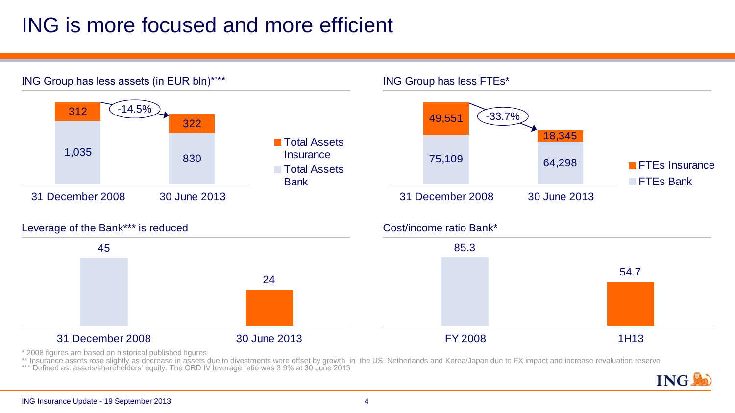# ING is more focused and more efficient

## ING Group has less assets (in EUR bln)*'**

| | 31 December 2008 | 30 June 2013 |
|---|---|---|
| Total Assets Insurance | 312 | 322 |
| Total Assets Bank | 1,035 | 830 |

-14.5%

## ING Group has less FTEs*

| | 31 December 2008 | 30 June 2013 |
|---|---|---|
| FTEs Insurance | 49,551 | 18,345 |
| FTEs Bank | 75,109 | 64,298 |

-33.7%

## Leverage of the Bank*** is reduced

| 31 December 2008 | 30 June 2013 |
|---|---|
| 45 | 24 |

## Cost/income ratio Bank*

| FY 2008 | 1H13 |
|---|---|
| 85.3 | 54.7 |

\* 2008 figures are based on historical published figures

** Insurance assets rose slightly as decrease in assets due to divestments were offset by growth in the US, Netherlands and Korea/Japan due to FX impact and increase revaluation reserve

*** Defined as: assets/shareholders' equity. The CRD IV leverage ratio was 3.9% at 30 June 2013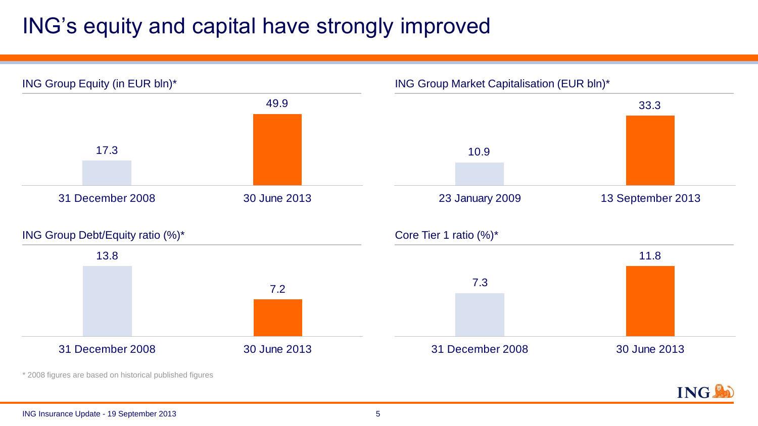# ING's equity and capital have strongly improved

## ING Group Equity (in EUR bln)*

| 31 December 2008 | 30 June 2013 |
|---|---|
| 17.3 | 49.9 |

## ING Group Market Capitalisation (EUR bln)*

| 23 January 2009 | 13 September 2013 |
|---|---|
| 10.9 | 33.3 |

## ING Group Debt/Equity ratio (%)*

| 31 December 2008 | 30 June 2013 |
|---|---|
| 13.8 | 7.2 |

## Core Tier 1 ratio (%)*

| 31 December 2008 | 30 June 2013 |
|---|---|
| 7.3 | 11.8 |

* 2008 figures are based on historical published figures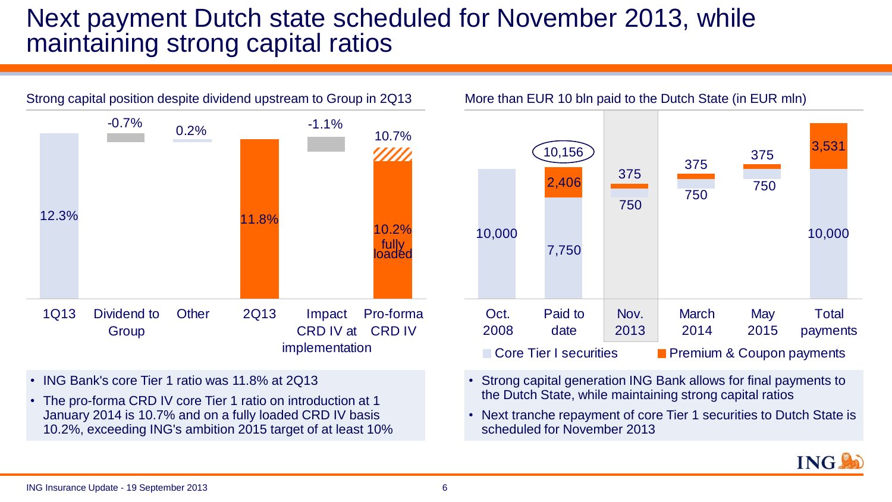# Next payment Dutch state scheduled for November 2013, while maintaining strong capital ratios

## Strong capital position despite dividend upstream to Group in 2Q13

| 1Q13 | Dividend to Group | Other | 2Q13 | Impact CRD IV at implementation | Pro-forma CRD IV |
|---|---|---|---|---|---|
| 12.3% | -0.7% | 0.2% | 11.8% | -1.1% | 10.7% (10.2% fully loaded) |

- ING Bank's core Tier 1 ratio was 11.8% at 2Q13
- The pro-forma CRD IV core Tier 1 ratio on introduction at 1 January 2014 is 10.7% and on a fully loaded CRD IV basis 10.2%, exceeding ING's ambition 2015 target of at least 10%

## More than EUR 10 bln paid to the Dutch State (in EUR mln)

| | Oct. 2008 | Paid to date | Nov. 2013 | March 2014 | May 2015 | Total payments |
|---|---|---|---|---|---|---|
| Core Tier I securities | 10,000 | 7,750 | 750 | 750 | 750 | 10,000 |
| Premium & Coupon payments | | 2,406 | 375 | 375 | 375 | 3,531 |
| Total | | 10,156 | | | | |

- Strong capital generation ING Bank allows for final payments to the Dutch State, while maintaining strong capital ratios
- Next tranche repayment of core Tier 1 securities to Dutch State is scheduled for November 2013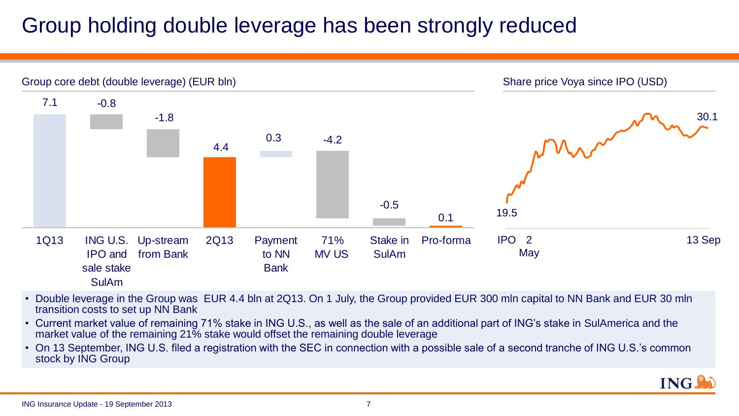# Group holding double leverage has been strongly reduced

**Group core debt (double leverage) (EUR bln)**

| 1Q13 | ING U.S. IPO and sale stake SulAm | Up-stream from Bank | 2Q13 | Payment to NN Bank | 71% MV US | Stake in SulAm | Pro-forma |
|---|---|---|---|---|---|---|---|
| 7.1 | -0.8 | -1.8 | 4.4 | 0.3 | -4.2 | -0.5 | 0.1 |

**Share price Voya since IPO (USD)**

IPO 2 May: 19.5 — 13 Sep: 30.1

- Double leverage in the Group was EUR 4.4 bln at 2Q13. On 1 July, the Group provided EUR 300 mln capital to NN Bank and EUR 30 mln transition costs to set up NN Bank
- Current market value of remaining 71% stake in ING U.S., as well as the sale of an additional part of ING's stake in SulAmerica and the market value of the remaining 21% stake would offset the remaining double leverage
- On 13 September, ING U.S. filed a registration with the SEC in connection with a possible sale of a second tranche of ING U.S.'s common stock by ING Group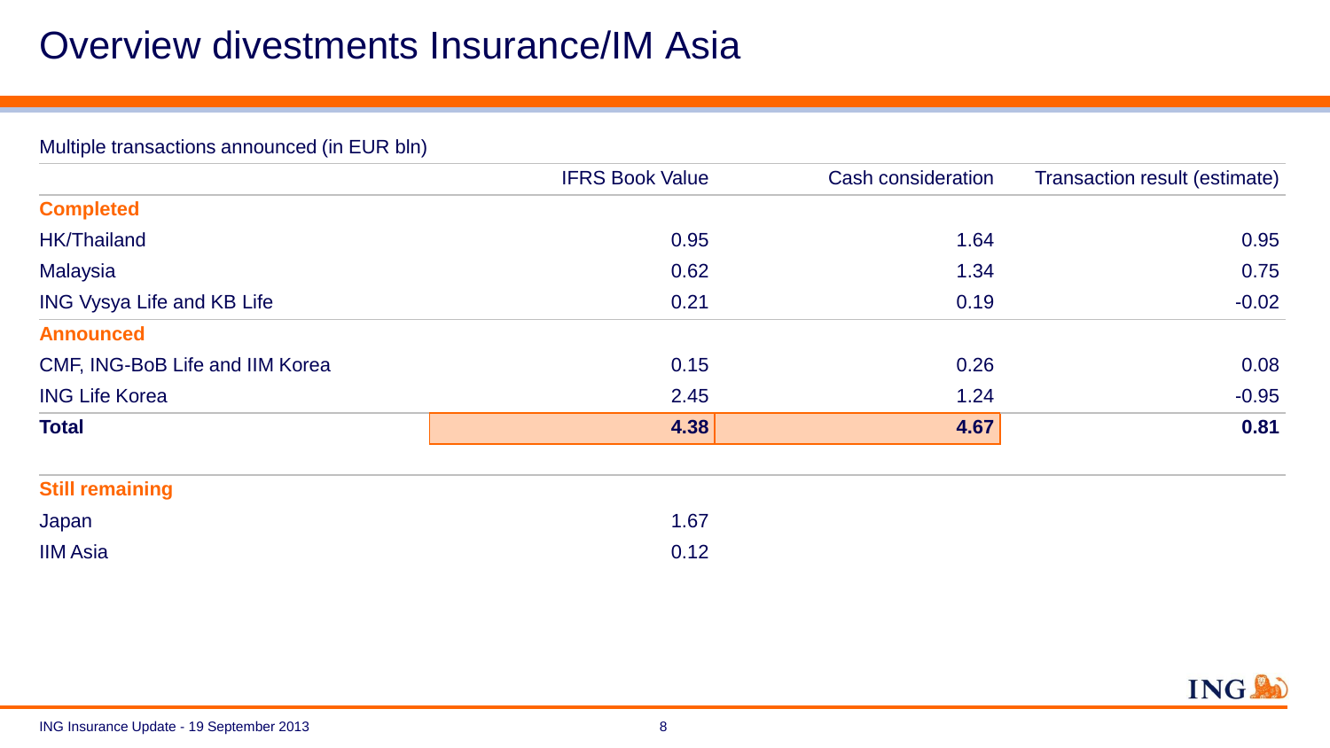# Overview divestments Insurance/IM Asia

Multiple transactions announced (in EUR bln)

| | IFRS Book Value | Cash consideration | Transaction result (estimate) |
|---|---|---|---|
| **Completed** | | | |
| HK/Thailand | 0.95 | 1.64 | 0.95 |
| Malaysia | 0.62 | 1.34 | 0.75 |
| ING Vysya Life and KB Life | 0.21 | 0.19 | -0.02 |
| **Announced** | | | |
| CMF, ING-BoB Life and IIM Korea | 0.15 | 0.26 | 0.08 |
| ING Life Korea | 2.45 | 1.24 | -0.95 |
| **Total** | **4.38** | **4.67** | **0.81** |
| | | | |
| **Still remaining** | | | |
| Japan | 1.67 | | |
| IIM Asia | 0.12 | | |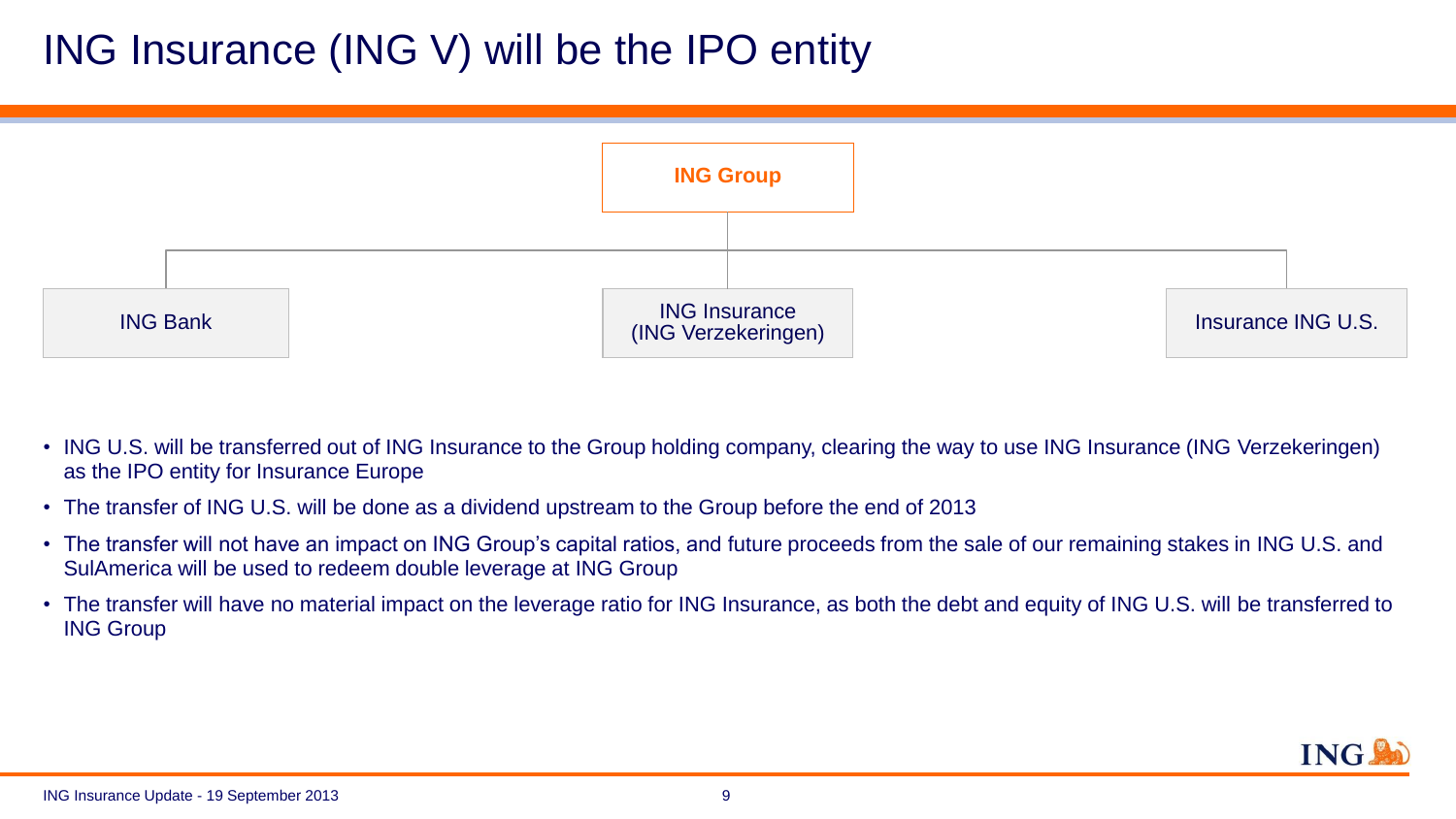# ING Insurance (ING V) will be the IPO entity

- **ING Group**
  - ING Bank
  - ING Insurance (ING Verzekeringen)
  - Insurance ING U.S.

- ING U.S. will be transferred out of ING Insurance to the Group holding company, clearing the way to use ING Insurance (ING Verzekeringen) as the IPO entity for Insurance Europe
- The transfer of ING U.S. will be done as a dividend upstream to the Group before the end of 2013
- The transfer will not have an impact on ING Group's capital ratios, and future proceeds from the sale of our remaining stakes in ING U.S. and SulAmerica will be used to redeem double leverage at ING Group
- The transfer will have no material impact on the leverage ratio for ING Insurance, as both the debt and equity of ING U.S. will be transferred to ING Group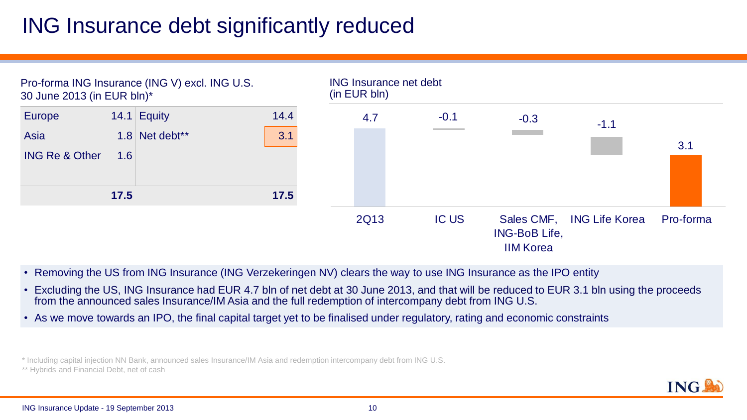# ING Insurance debt significantly reduced

Pro-forma ING Insurance (ING V) excl. ING U.S.
30 June 2013 (in EUR bln)*

| | | | |
|---|---|---|---|
| Europe | 14.1 | Equity | 14.4 |
| Asia | 1.8 | Net debt** | 3.1 |
| ING Re & Other | 1.6 | | |
| | **17.5** | | **17.5** |

ING Insurance net debt
(in EUR bln)

| 2Q13 | IC US | Sales CMF, ING-BoB Life, IIM Korea | ING Life Korea | Pro-forma |
|---|---|---|---|---|
| 4.7 | -0.1 | -0.3 | -1.1 | 3.1 |

- Removing the US from ING Insurance (ING Verzekeringen NV) clears the way to use ING Insurance as the IPO entity
- Excluding the US, ING Insurance had EUR 4.7 bln of net debt at 30 June 2013, and that will be reduced to EUR 3.1 bln using the proceeds from the announced sales Insurance/IM Asia and the full redemption of intercompany debt from ING U.S.
- As we move towards an IPO, the final capital target yet to be finalised under regulatory, rating and economic constraints

\* Including capital injection NN Bank, announced sales Insurance/IM Asia and redemption intercompany debt from ING U.S.
** Hybrids and Financial Debt, net of cash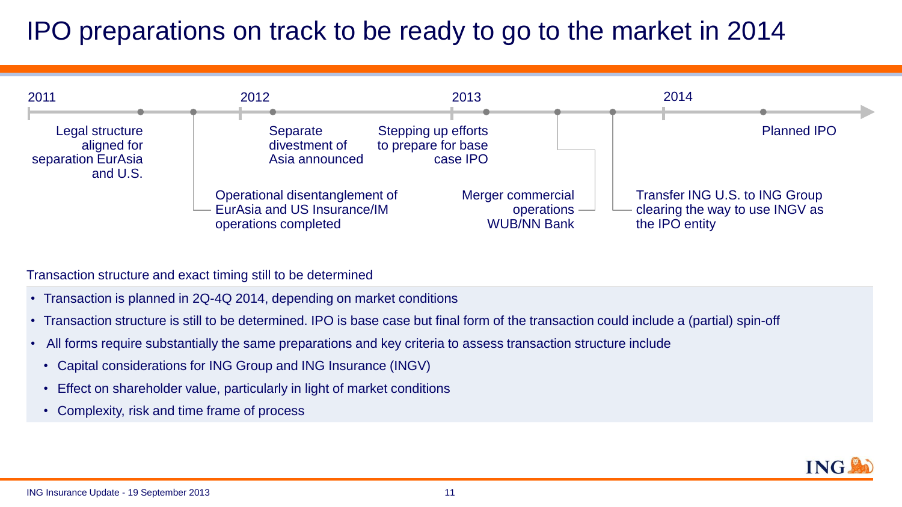# IPO preparations on track to be ready to go to the market in 2014

**2011**

- Legal structure aligned for separation EurAsia and U.S.
- Operational disentanglement of EurAsia and US Insurance/IM operations completed

**2012**

- Separate divestment of Asia announced
- Stepping up efforts to prepare for base case IPO

**2013**

- Merger commercial operations WUB/NN Bank
- Transfer ING U.S. to ING Group clearing the way to use INGV as the IPO entity

**2014**

- Planned IPO

Transaction structure and exact timing still to be determined

- Transaction is planned in 2Q-4Q 2014, depending on market conditions
- Transaction structure is still to be determined. IPO is base case but final form of the transaction could include a (partial) spin-off
- All forms require substantially the same preparations and key criteria to assess transaction structure include
  - Capital considerations for ING Group and ING Insurance (INGV)
  - Effect on shareholder value, particularly in light of market conditions
  - Complexity, risk and time frame of process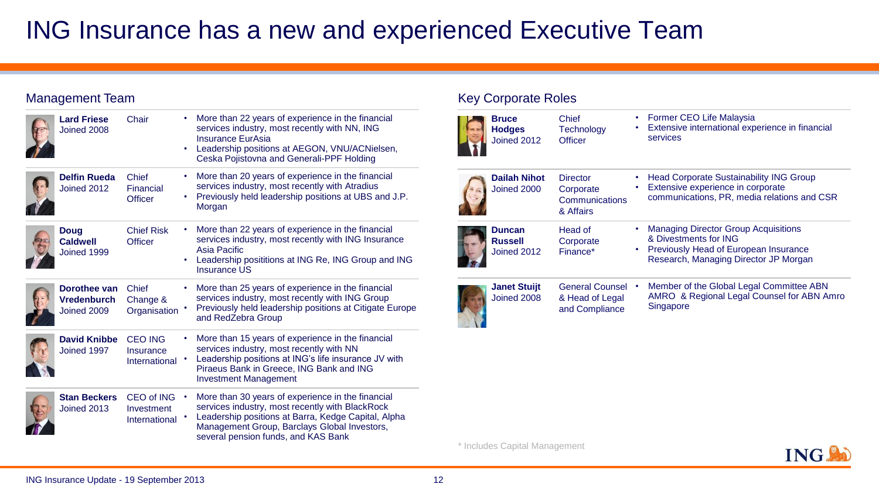# ING Insurance has a new and experienced Executive Team

## Management Team

| Name | Role | Experience |
|---|---|---|
| **Lard Friese** Joined 2008 | Chair | • More than 22 years of experience in the financial services industry, most recently with NN, ING Insurance EurAsia<br>• Leadership positions at AEGON, VNU/ACNielsen, Ceska Pojistovna and Generali-PPF Holding |
| **Delfin Rueda** Joined 2012 | Chief Financial Officer | • More than 20 years of experience in the financial services industry, most recently with Atradius<br>• Previously held leadership positions at UBS and J.P. Morgan |
| **Doug Caldwell** Joined 1999 | Chief Risk Officer | • More than 22 years of experience in the financial services industry, most recently with ING Insurance Asia Pacific<br>• Leadership posititions at ING Re, ING Group and ING Insurance US |
| **Dorothee van Vredenburch** Joined 2009 | Chief Change & Organisation | • More than 25 years of experience in the financial services industry, most recently with ING Group<br>• Previously held leadership positions at Citigate Europe and RedZebra Group |
| **David Knibbe** Joined 1997 | CEO ING Insurance International | • More than 15 years of experience in the financial services industry, most recently with NN<br>• Leadership positions at ING's life insurance JV with Piraeus Bank in Greece, ING Bank and ING Investment Management |
| **Stan Beckers** Joined 2013 | CEO of ING Investment International | • More than 30 years of experience in the financial services industry, most recently with BlackRock<br>• Leadership positions at Barra, Kedge Capital, Alpha Management Group, Barclays Global Investors, several pension funds, and KAS Bank |

## Key Corporate Roles

| Name | Role | Experience |
|---|---|---|
| **Bruce Hodges** Joined 2012 | Chief Technology Officer | • Former CEO Life Malaysia<br>• Extensive international experience in financial services |
| **Dailah Nihot** Joined 2000 | Director Corporate Communications & Affairs | • Head Corporate Sustainability ING Group<br>• Extensive experience in corporate communications, PR, media relations and CSR |
| **Duncan Russell** Joined 2012 | Head of Corporate Finance* | • Managing Director Group Acquisitions & Divestments for ING<br>• Previously Head of European Insurance Research, Managing Director JP Morgan |
| **Janet Stuijt** Joined 2008 | General Counsel & Head of Legal and Compliance | • Member of the Global Legal Committee ABN AMRO & Regional Legal Counsel for ABN Amro Singapore |

\* Includes Capital Management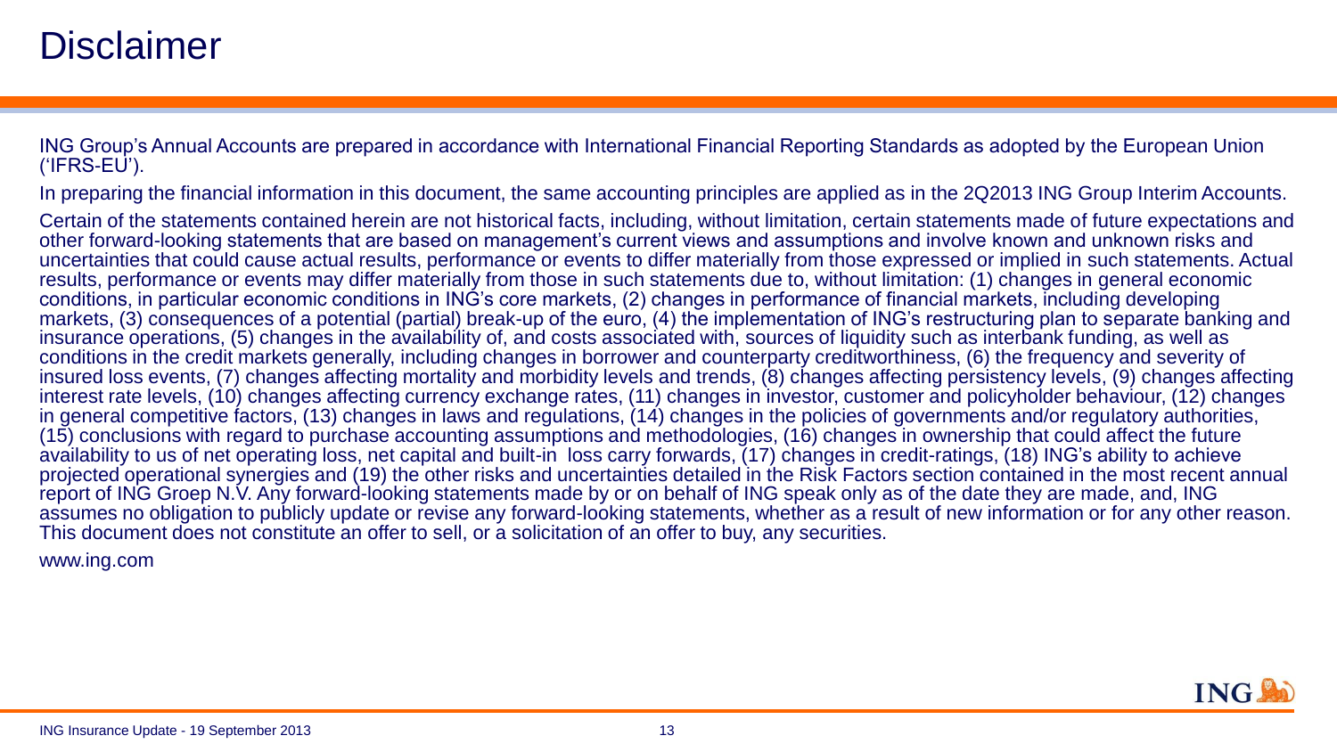# Disclaimer

ING Group's Annual Accounts are prepared in accordance with International Financial Reporting Standards as adopted by the European Union ('IFRS-EU').

In preparing the financial information in this document, the same accounting principles are applied as in the 2Q2013 ING Group Interim Accounts.

Certain of the statements contained herein are not historical facts, including, without limitation, certain statements made of future expectations and other forward-looking statements that are based on management's current views and assumptions and involve known and unknown risks and uncertainties that could cause actual results, performance or events to differ materially from those expressed or implied in such statements. Actual results, performance or events may differ materially from those in such statements due to, without limitation: (1) changes in general economic conditions, in particular economic conditions in ING's core markets, (2) changes in performance of financial markets, including developing markets, (3) consequences of a potential (partial) break-up of the euro, (4) the implementation of ING's restructuring plan to separate banking and insurance operations, (5) changes in the availability of, and costs associated with, sources of liquidity such as interbank funding, as well as conditions in the credit markets generally, including changes in borrower and counterparty creditworthiness, (6) the frequency and severity of insured loss events, (7) changes affecting mortality and morbidity levels and trends, (8) changes affecting persistency levels, (9) changes affecting interest rate levels, (10) changes affecting currency exchange rates, (11) changes in investor, customer and policyholder behaviour, (12) changes in general competitive factors, (13) changes in laws and regulations, (14) changes in the policies of governments and/or regulatory authorities, (15) conclusions with regard to purchase accounting assumptions and methodologies, (16) changes in ownership that could affect the future availability to us of net operating loss, net capital and built-in loss carry forwards, (17) changes in credit-ratings, (18) ING's ability to achieve projected operational synergies and (19) the other risks and uncertainties detailed in the Risk Factors section contained in the most recent annual report of ING Groep N.V. Any forward-looking statements made by or on behalf of ING speak only as of the date they are made, and, ING assumes no obligation to publicly update or revise any forward-looking statements, whether as a result of new information or for any other reason. This document does not constitute an offer to sell, or a solicitation of an offer to buy, any securities.

www.ing.com